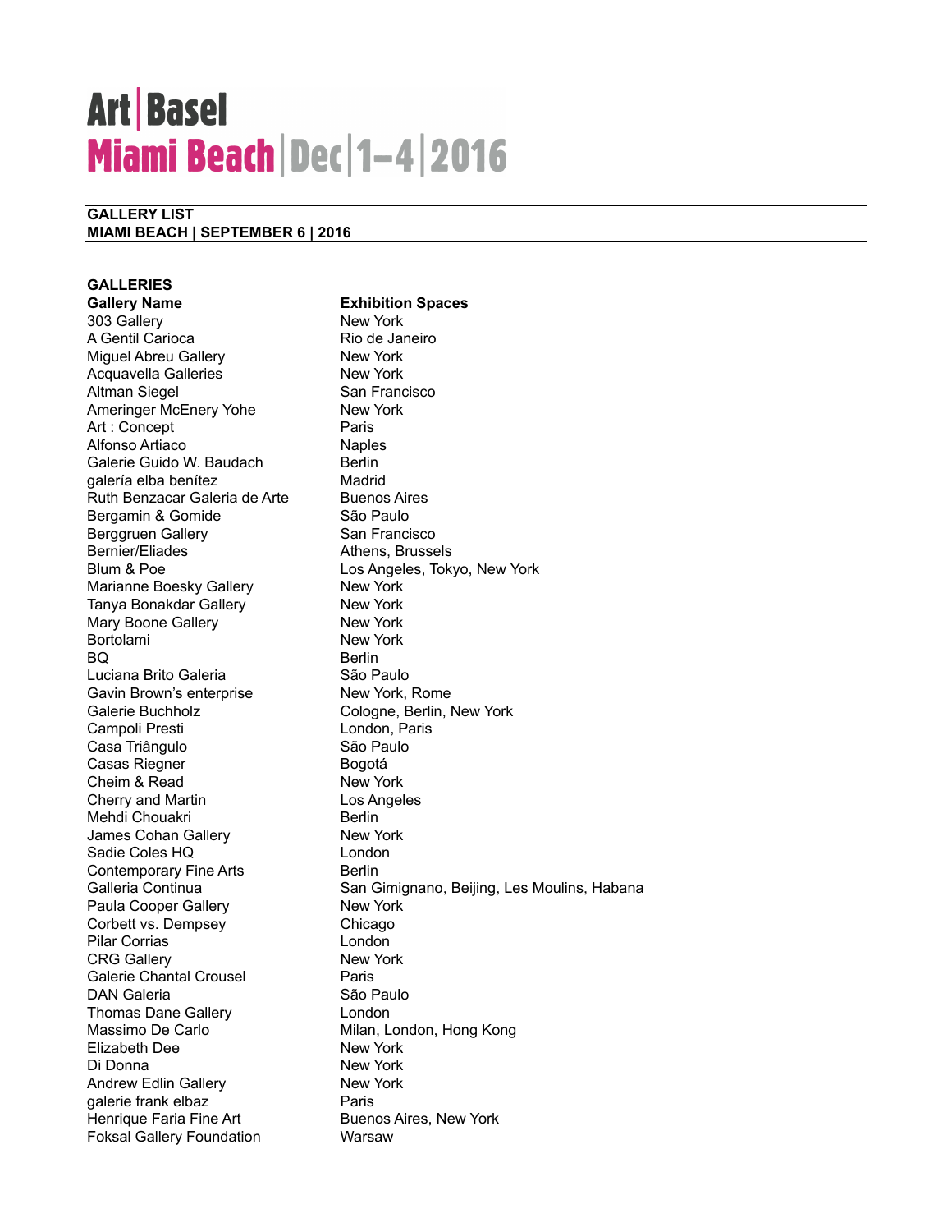# Art | Basel
## Miami Beach | Dec | 1–4 | 2016

**GALLERY LIST**
**MIAMI BEACH | SEPTEMBER 6 | 2016**

### GALLERIES

| Gallery Name | Exhibition Spaces |
|---|---|
| 303 Gallery | New York |
| A Gentil Carioca | Rio de Janeiro |
| Miguel Abreu Gallery | New York |
| Acquavella Galleries | New York |
| Altman Siegel | San Francisco |
| Ameringer McEnery Yohe | New York |
| Art : Concept | Paris |
| Alfonso Artiaco | Naples |
| Galerie Guido W. Baudach | Berlin |
| galería elba benítez | Madrid |
| Ruth Benzacar Galeria de Arte | Buenos Aires |
| Bergamin & Gomide | São Paulo |
| Berggruen Gallery | San Francisco |
| Bernier/Eliades | Athens, Brussels |
| Blum & Poe | Los Angeles, Tokyo, New York |
| Marianne Boesky Gallery | New York |
| Tanya Bonakdar Gallery | New York |
| Mary Boone Gallery | New York |
| Bortolami | New York |
| BQ | Berlin |
| Luciana Brito Galeria | São Paulo |
| Gavin Brown's enterprise | New York, Rome |
| Galerie Buchholz | Cologne, Berlin, New York |
| Campoli Presti | London, Paris |
| Casa Triângulo | São Paulo |
| Casas Riegner | Bogotá |
| Cheim & Read | New York |
| Cherry and Martin | Los Angeles |
| Mehdi Chouakri | Berlin |
| James Cohan Gallery | New York |
| Sadie Coles HQ | London |
| Contemporary Fine Arts | Berlin |
| Galleria Continua | San Gimignano, Beijing, Les Moulins, Habana |
| Paula Cooper Gallery | New York |
| Corbett vs. Dempsey | Chicago |
| Pilar Corrias | London |
| CRG Gallery | New York |
| Galerie Chantal Crousel | Paris |
| DAN Galeria | São Paulo |
| Thomas Dane Gallery | London |
| Massimo De Carlo | Milan, London, Hong Kong |
| Elizabeth Dee | New York |
| Di Donna | New York |
| Andrew Edlin Gallery | New York |
| galerie frank elbaz | Paris |
| Henrique Faria Fine Art | Buenos Aires, New York |
| Foksal Gallery Foundation | Warsaw |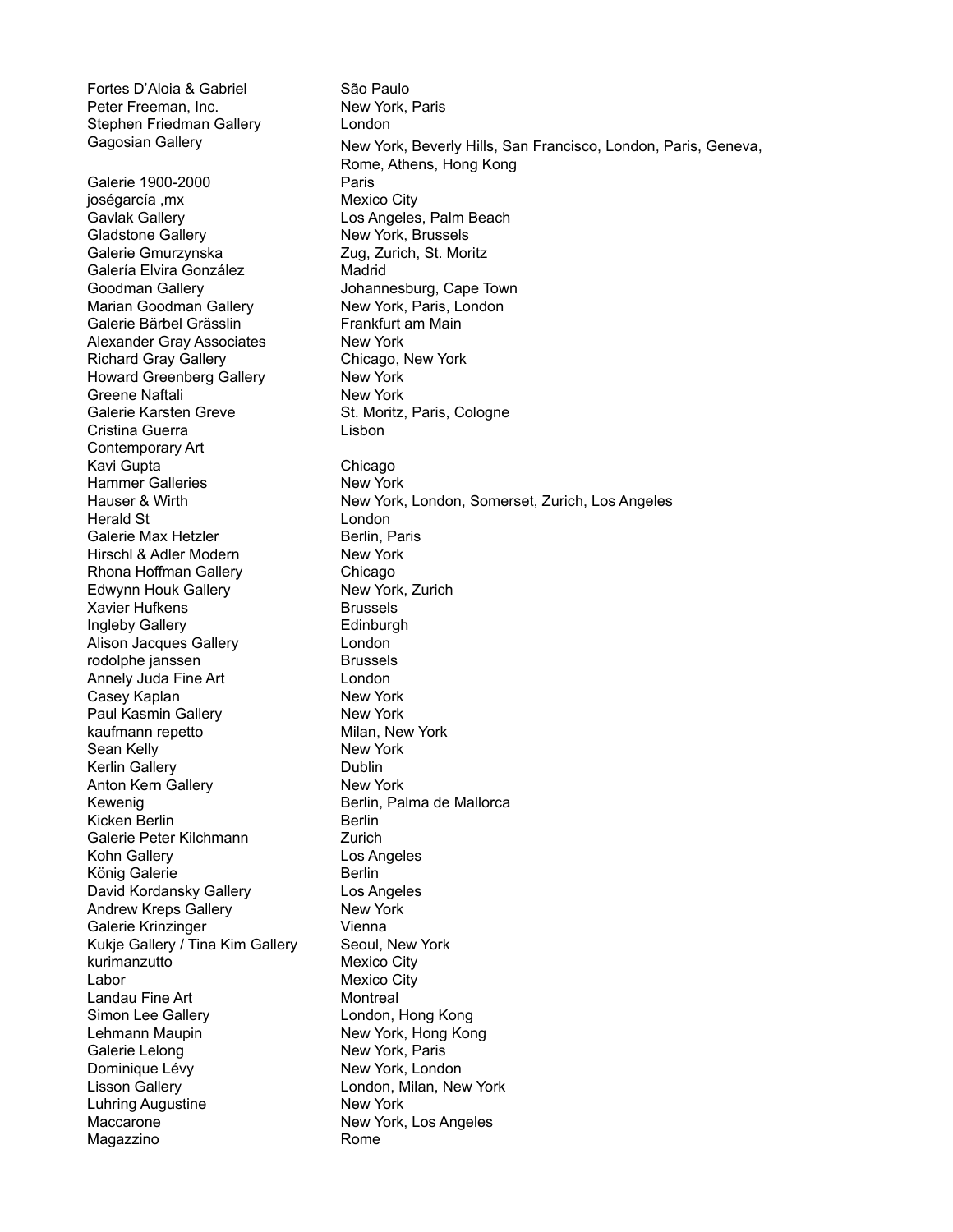| | |
|---|---|
| Fortes D'Aloia & Gabriel | São Paulo |
| Peter Freeman, Inc. | New York, Paris |
| Stephen Friedman Gallery | London |
| Gagosian Gallery | New York, Beverly Hills, San Francisco, London, Paris, Geneva, Rome, Athens, Hong Kong |
| Galerie 1900-2000 | Paris |
| joségarcía ,mx | Mexico City |
| Gavlak Gallery | Los Angeles, Palm Beach |
| Gladstone Gallery | New York, Brussels |
| Galerie Gmurzynska | Zug, Zurich, St. Moritz |
| Galería Elvira González | Madrid |
| Goodman Gallery | Johannesburg, Cape Town |
| Marian Goodman Gallery | New York, Paris, London |
| Galerie Bärbel Grässlin | Frankfurt am Main |
| Alexander Gray Associates | New York |
| Richard Gray Gallery | Chicago, New York |
| Howard Greenberg Gallery | New York |
| Greene Naftali | New York |
| Galerie Karsten Greve | St. Moritz, Paris, Cologne |
| Cristina Guerra Contemporary Art | Lisbon |
| Kavi Gupta | Chicago |
| Hammer Galleries | New York |
| Hauser & Wirth | New York, London, Somerset, Zurich, Los Angeles |
| Herald St | London |
| Galerie Max Hetzler | Berlin, Paris |
| Hirschl & Adler Modern | New York |
| Rhona Hoffman Gallery | Chicago |
| Edwynn Houk Gallery | New York, Zurich |
| Xavier Hufkens | Brussels |
| Ingleby Gallery | Edinburgh |
| Alison Jacques Gallery | London |
| rodolphe janssen | Brussels |
| Annely Juda Fine Art | London |
| Casey Kaplan | New York |
| Paul Kasmin Gallery | New York |
| kaufmann repetto | Milan, New York |
| Sean Kelly | New York |
| Kerlin Gallery | Dublin |
| Anton Kern Gallery | New York |
| Kewenig | Berlin, Palma de Mallorca |
| Kicken Berlin | Berlin |
| Galerie Peter Kilchmann | Zurich |
| Kohn Gallery | Los Angeles |
| König Galerie | Berlin |
| David Kordansky Gallery | Los Angeles |
| Andrew Kreps Gallery | New York |
| Galerie Krinzinger | Vienna |
| Kukje Gallery / Tina Kim Gallery | Seoul, New York |
| kurimanzutto | Mexico City |
| Labor | Mexico City |
| Landau Fine Art | Montreal |
| Simon Lee Gallery | London, Hong Kong |
| Lehmann Maupin | New York, Hong Kong |
| Galerie Lelong | New York, Paris |
| Dominique Lévy | New York, London |
| Lisson Gallery | London, Milan, New York |
| Luhring Augustine | New York |
| Maccarone | New York, Los Angeles |
| Magazzino | Rome |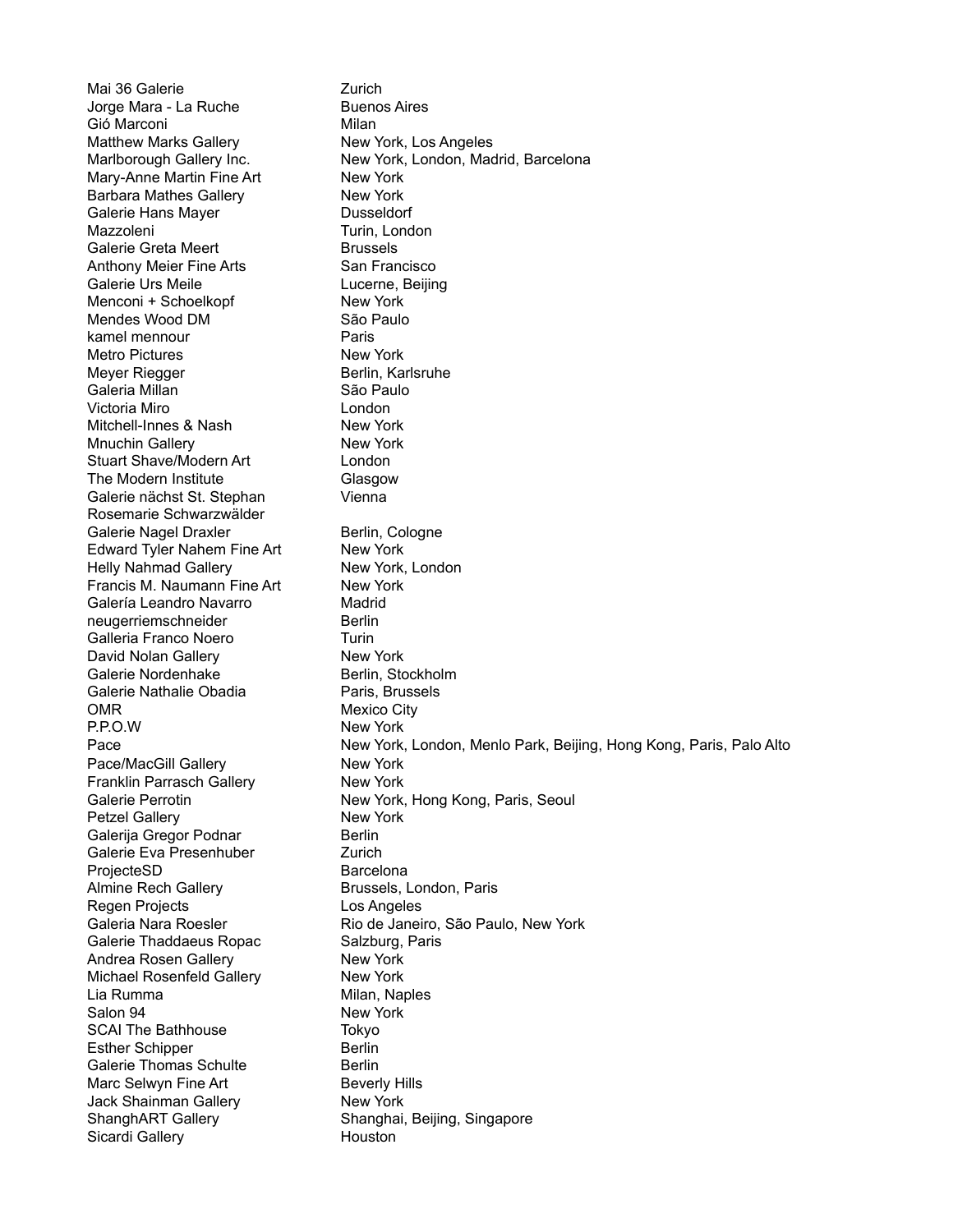| Gallery | Location |
| --- | --- |
| Mai 36 Galerie | Zurich |
| Jorge Mara - La Ruche | Buenos Aires |
| Gió Marconi | Milan |
| Matthew Marks Gallery | New York, Los Angeles |
| Marlborough Gallery Inc. | New York, London, Madrid, Barcelona |
| Mary-Anne Martin Fine Art | New York |
| Barbara Mathes Gallery | New York |
| Galerie Hans Mayer | Dusseldorf |
| Mazzoleni | Turin, London |
| Galerie Greta Meert | Brussels |
| Anthony Meier Fine Arts | San Francisco |
| Galerie Urs Meile | Lucerne, Beijing |
| Menconi + Schoelkopf | New York |
| Mendes Wood DM | São Paulo |
| kamel mennour | Paris |
| Metro Pictures | New York |
| Meyer Riegger | Berlin, Karlsruhe |
| Galeria Millan | São Paulo |
| Victoria Miro | London |
| Mitchell-Innes & Nash | New York |
| Mnuchin Gallery | New York |
| Stuart Shave/Modern Art | London |
| The Modern Institute | Glasgow |
| Galerie nächst St. Stephan Rosemarie Schwarzwälder | Vienna |
| Galerie Nagel Draxler | Berlin, Cologne |
| Edward Tyler Nahem Fine Art | New York |
| Helly Nahmad Gallery | New York, London |
| Francis M. Naumann Fine Art | New York |
| Galería Leandro Navarro | Madrid |
| neugerriemschneider | Berlin |
| Galleria Franco Noero | Turin |
| David Nolan Gallery | New York |
| Galerie Nordenhake | Berlin, Stockholm |
| Galerie Nathalie Obadia | Paris, Brussels |
| OMR | Mexico City |
| P.P.O.W | New York |
| Pace | New York, London, Menlo Park, Beijing, Hong Kong, Paris, Palo Alto |
| Pace/MacGill Gallery | New York |
| Franklin Parrasch Gallery | New York |
| Galerie Perrotin | New York, Hong Kong, Paris, Seoul |
| Petzel Gallery | New York |
| Galerija Gregor Podnar | Berlin |
| Galerie Eva Presenhuber | Zurich |
| ProjecteSD | Barcelona |
| Almine Rech Gallery | Brussels, London, Paris |
| Regen Projects | Los Angeles |
| Galeria Nara Roesler | Rio de Janeiro, São Paulo, New York |
| Galerie Thaddaeus Ropac | Salzburg, Paris |
| Andrea Rosen Gallery | New York |
| Michael Rosenfeld Gallery | New York |
| Lia Rumma | Milan, Naples |
| Salon 94 | New York |
| SCAI The Bathhouse | Tokyo |
| Esther Schipper | Berlin |
| Galerie Thomas Schulte | Berlin |
| Marc Selwyn Fine Art | Beverly Hills |
| Jack Shainman Gallery | New York |
| ShanghART Gallery | Shanghai, Beijing, Singapore |
| Sicardi Gallery | Houston |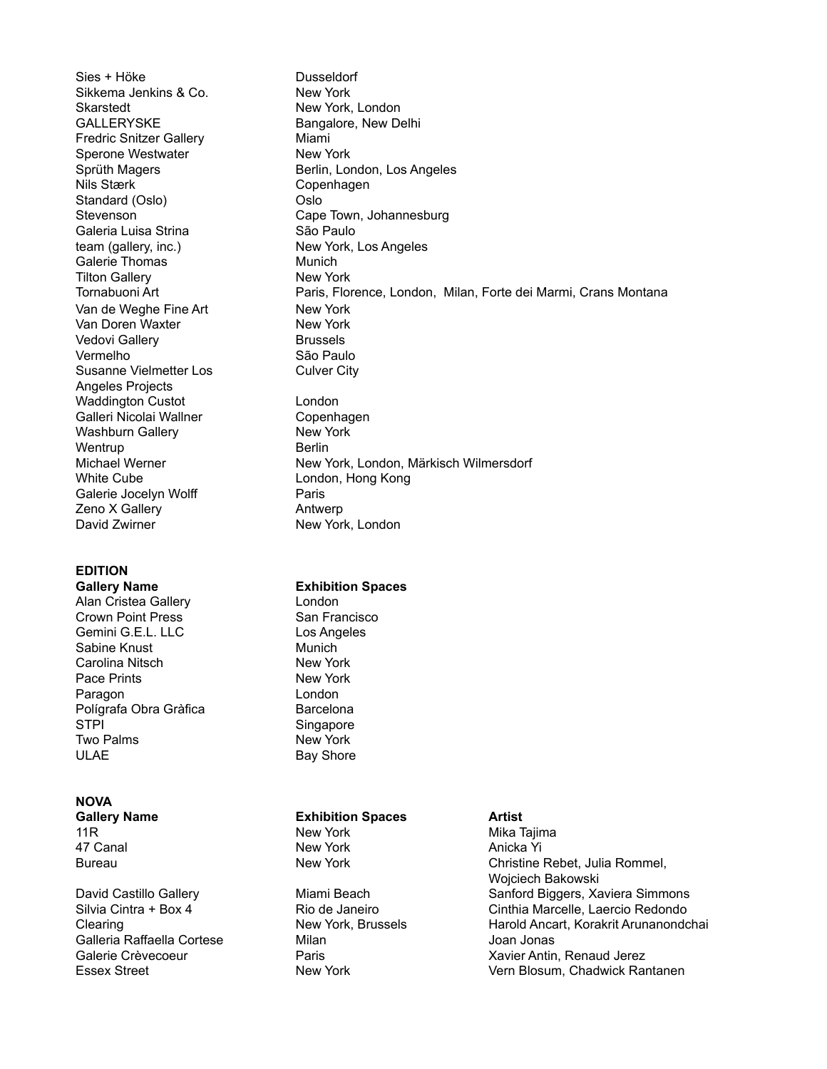| | |
|---|---|
| Sies + Höke | Dusseldorf |
| Sikkema Jenkins & Co. | New York |
| Skarstedt | New York, London |
| GALLERYSKE | Bangalore, New Delhi |
| Fredric Snitzer Gallery | Miami |
| Sperone Westwater | New York |
| Sprüth Magers | Berlin, London, Los Angeles |
| Nils Stærk | Copenhagen |
| Standard (Oslo) | Oslo |
| Stevenson | Cape Town, Johannesburg |
| Galeria Luisa Strina | São Paulo |
| team (gallery, inc.) | New York, Los Angeles |
| Galerie Thomas | Munich |
| Tilton Gallery | New York |
| Tornabuoni Art | Paris, Florence, London, Milan, Forte dei Marmi, Crans Montana |
| Van de Weghe Fine Art | New York |
| Van Doren Waxter | New York |
| Vedovi Gallery | Brussels |
| Vermelho | São Paulo |
| Susanne Vielmetter Los Angeles Projects | Culver City |
| Waddington Custot | London |
| Galleri Nicolai Wallner | Copenhagen |
| Washburn Gallery | New York |
| Wentrup | Berlin |
| Michael Werner | New York, London, Märkisch Wilmersdorf |
| White Cube | London, Hong Kong |
| Galerie Jocelyn Wolff | Paris |
| Zeno X Gallery | Antwerp |
| David Zwirner | New York, London |

**EDITION**

| Gallery Name | Exhibition Spaces |
|---|---|
| Alan Cristea Gallery | London |
| Crown Point Press | San Francisco |
| Gemini G.E.L. LLC | Los Angeles |
| Sabine Knust | Munich |
| Carolina Nitsch | New York |
| Pace Prints | New York |
| Paragon | London |
| Polígrafa Obra Gràfica | Barcelona |
| STPI | Singapore |
| Two Palms | New York |
| ULAE | Bay Shore |

**NOVA**

| Gallery Name | Exhibition Spaces | Artist |
|---|---|---|
| 11R | New York | Mika Tajima |
| 47 Canal | New York | Anicka Yi |
| Bureau | New York | Christine Rebet, Julia Rommel, Wojciech Bakowski |
| David Castillo Gallery | Miami Beach | Sanford Biggers, Xaviera Simmons |
| Silvia Cintra + Box 4 | Rio de Janeiro | Cinthia Marcelle, Laercio Redondo |
| Clearing | New York, Brussels | Harold Ancart, Korakrit Arunanondchai |
| Galleria Raffaella Cortese | Milan | Joan Jonas |
| Galerie Crèvecoeur | Paris | Xavier Antin, Renaud Jerez |
| Essex Street | New York | Vern Blosum, Chadwick Rantanen |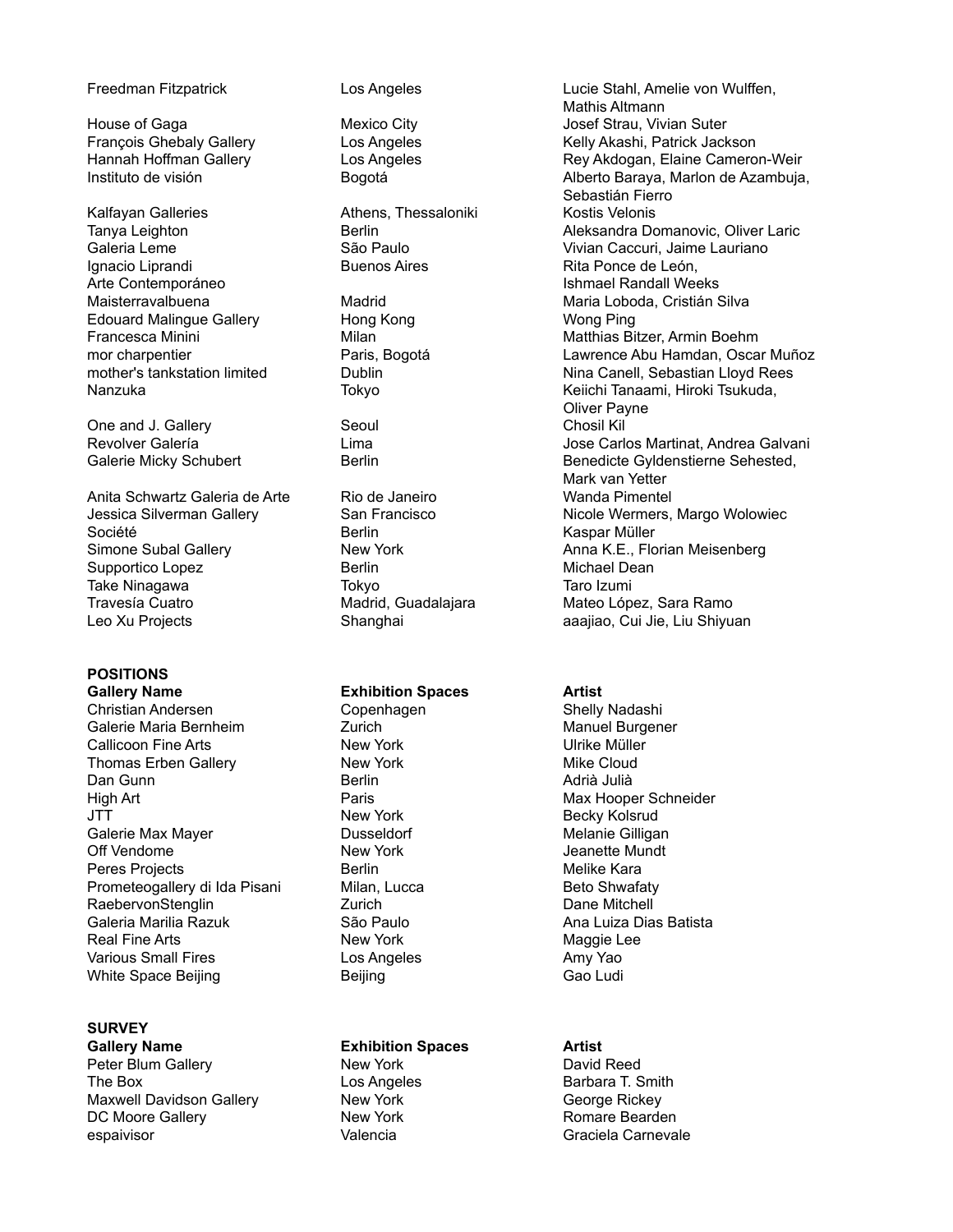| Gallery Name | Exhibition Spaces | Artist |
| --- | --- | --- |
| Freedman Fitzpatrick | Los Angeles | Lucie Stahl, Amelie von Wulffen, Mathis Altmann |
| House of Gaga | Mexico City | Josef Strau, Vivian Suter |
| François Ghebaly Gallery | Los Angeles | Kelly Akashi, Patrick Jackson |
| Hannah Hoffman Gallery | Los Angeles | Rey Akdogan, Elaine Cameron-Weir |
| Instituto de visión | Bogotá | Alberto Baraya, Marlon de Azambuja, Sebastián Fierro |
| Kalfayan Galleries | Athens, Thessaloniki | Kostis Velonis |
| Tanya Leighton | Berlin | Aleksandra Domanovic, Oliver Laric |
| Galeria Leme | São Paulo | Vivian Caccuri, Jaime Lauriano |
| Ignacio Liprandi Arte Contemporáneo | Buenos Aires | Rita Ponce de León, Ishmael Randall Weeks |
| Maisterravalbuena | Madrid | Maria Loboda, Cristián Silva |
| Edouard Malingue Gallery | Hong Kong | Wong Ping |
| Francesca Minini | Milan | Matthias Bitzer, Armin Boehm |
| mor charpentier | Paris, Bogotá | Lawrence Abu Hamdan, Oscar Muñoz |
| mother's tankstation limited | Dublin | Nina Canell, Sebastian Lloyd Rees |
| Nanzuka | Tokyo | Keiichi Tanaami, Hiroki Tsukuda, Oliver Payne |
| One and J. Gallery | Seoul | Chosil Kil |
| Revolver Galería | Lima | Jose Carlos Martinat, Andrea Galvani |
| Galerie Micky Schubert | Berlin | Benedicte Gyldenstierne Sehested, Mark van Yetter |
| Anita Schwartz Galeria de Arte | Rio de Janeiro | Wanda Pimentel |
| Jessica Silverman Gallery | San Francisco | Nicole Wermers, Margo Wolowiec |
| Société | Berlin | Kaspar Müller |
| Simone Subal Gallery | New York | Anna K.E., Florian Meisenberg |
| Supportico Lopez | Berlin | Michael Dean |
| Take Ninagawa | Tokyo | Taro Izumi |
| Travesía Cuatro | Madrid, Guadalajara | Mateo López, Sara Ramo |
| Leo Xu Projects | Shanghai | aaajiao, Cui Jie, Liu Shiyuan |

## POSITIONS

| Gallery Name | Exhibition Spaces | Artist |
| --- | --- | --- |
| Christian Andersen | Copenhagen | Shelly Nadashi |
| Galerie Maria Bernheim | Zurich | Manuel Burgener |
| Callicoon Fine Arts | New York | Ulrike Müller |
| Thomas Erben Gallery | New York | Mike Cloud |
| Dan Gunn | Berlin | Adrià Julià |
| High Art | Paris | Max Hooper Schneider |
| JTT | New York | Becky Kolsrud |
| Galerie Max Mayer | Dusseldorf | Melanie Gilligan |
| Off Vendome | New York | Jeanette Mundt |
| Peres Projects | Berlin | Melike Kara |
| Prometeogallery di Ida Pisani | Milan, Lucca | Beto Shwafaty |
| RaebervonStenglin | Zurich | Dane Mitchell |
| Galeria Marilia Razuk | São Paulo | Ana Luiza Dias Batista |
| Real Fine Arts | New York | Maggie Lee |
| Various Small Fires | Los Angeles | Amy Yao |
| White Space Beijing | Beijing | Gao Ludi |

## SURVEY

| Gallery Name | Exhibition Spaces | Artist |
| --- | --- | --- |
| Peter Blum Gallery | New York | David Reed |
| The Box | Los Angeles | Barbara T. Smith |
| Maxwell Davidson Gallery | New York | George Rickey |
| DC Moore Gallery | New York | Romare Bearden |
| espaivisor | Valencia | Graciela Carnevale |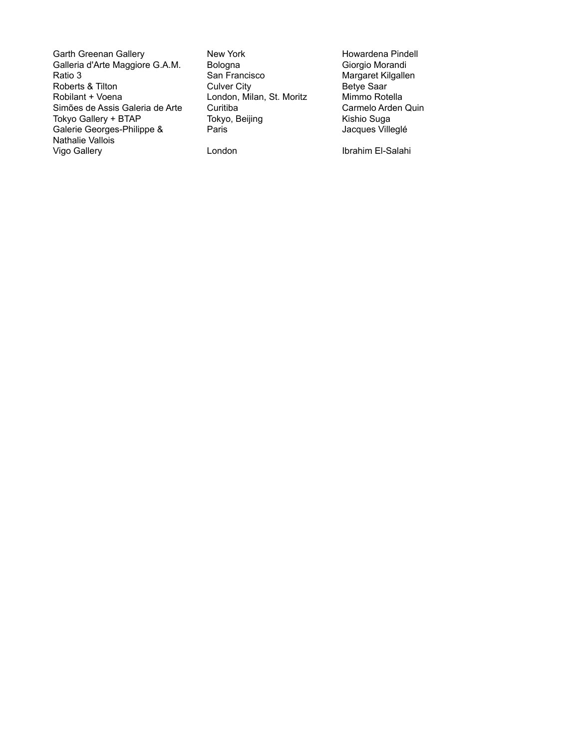| | | |
|---|---|---|
| Garth Greenan Gallery | New York | Howardena Pindell |
| Galleria d'Arte Maggiore G.A.M. | Bologna | Giorgio Morandi |
| Ratio 3 | San Francisco | Margaret Kilgallen |
| Roberts & Tilton | Culver City | Betye Saar |
| Robilant + Voena | London, Milan, St. Moritz | Mimmo Rotella |
| Simões de Assis Galeria de Arte | Curitiba | Carmelo Arden Quin |
| Tokyo Gallery + BTAP | Tokyo, Beijing | Kishio Suga |
| Galerie Georges-Philippe & Nathalie Vallois | Paris | Jacques Villeglé |
| Vigo Gallery | London | Ibrahim El-Salahi |